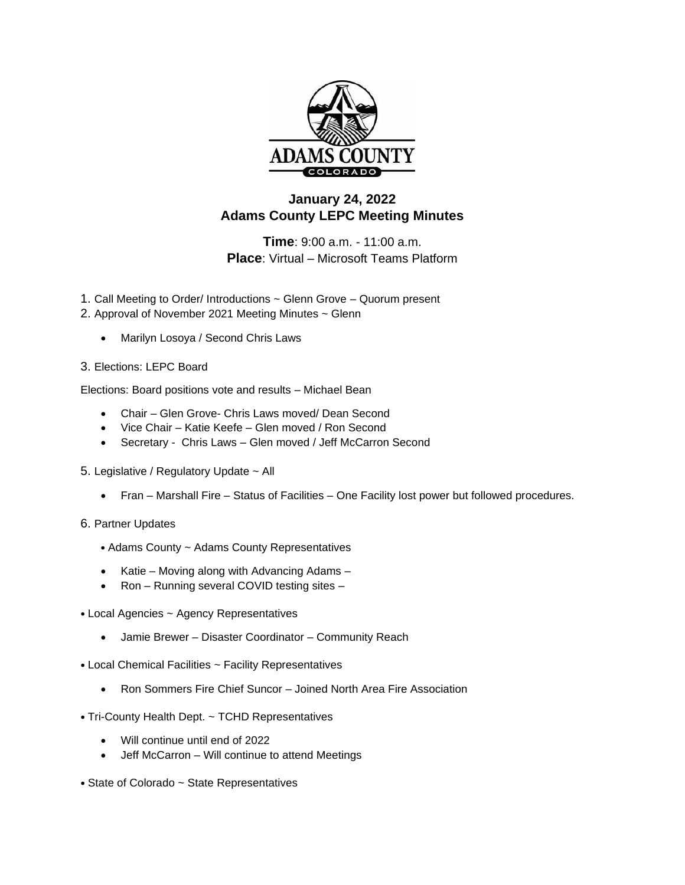ADAMS COUNTY
COLORADO

## January 24, 2022
## Adams County LEPC Meeting Minutes

**Time**: 9:00 a.m. - 11:00 a.m.
**Place**: Virtual – Microsoft Teams Platform

1. Call Meeting to Order/ Introductions ~ Glenn Grove – Quorum present
2. Approval of November 2021 Meeting Minutes ~ Glenn
    - Marilyn Losoya / Second Chris Laws
3. Elections: LEPC Board

Elections: Board positions vote and results – Michael Bean

- Chair – Glen Grove- Chris Laws moved/ Dean Second
- Vice Chair – Katie Keefe – Glen moved / Ron Second
- Secretary - Chris Laws – Glen moved / Jeff McCarron Second

5. Legislative / Regulatory Update ~ All
    - Fran – Marshall Fire – Status of Facilities – One Facility lost power but followed procedures.
6. Partner Updates
    - Adams County ~ Adams County Representatives
        - Katie – Moving along with Advancing Adams –
        - Ron – Running several COVID testing sites –

- Local Agencies ~ Agency Representatives
    - Jamie Brewer – Disaster Coordinator – Community Reach
- Local Chemical Facilities ~ Facility Representatives
    - Ron Sommers Fire Chief Suncor – Joined North Area Fire Association
- Tri-County Health Dept. ~ TCHD Representatives
    - Will continue until end of 2022
    - Jeff McCarron – Will continue to attend Meetings
- State of Colorado ~ State Representatives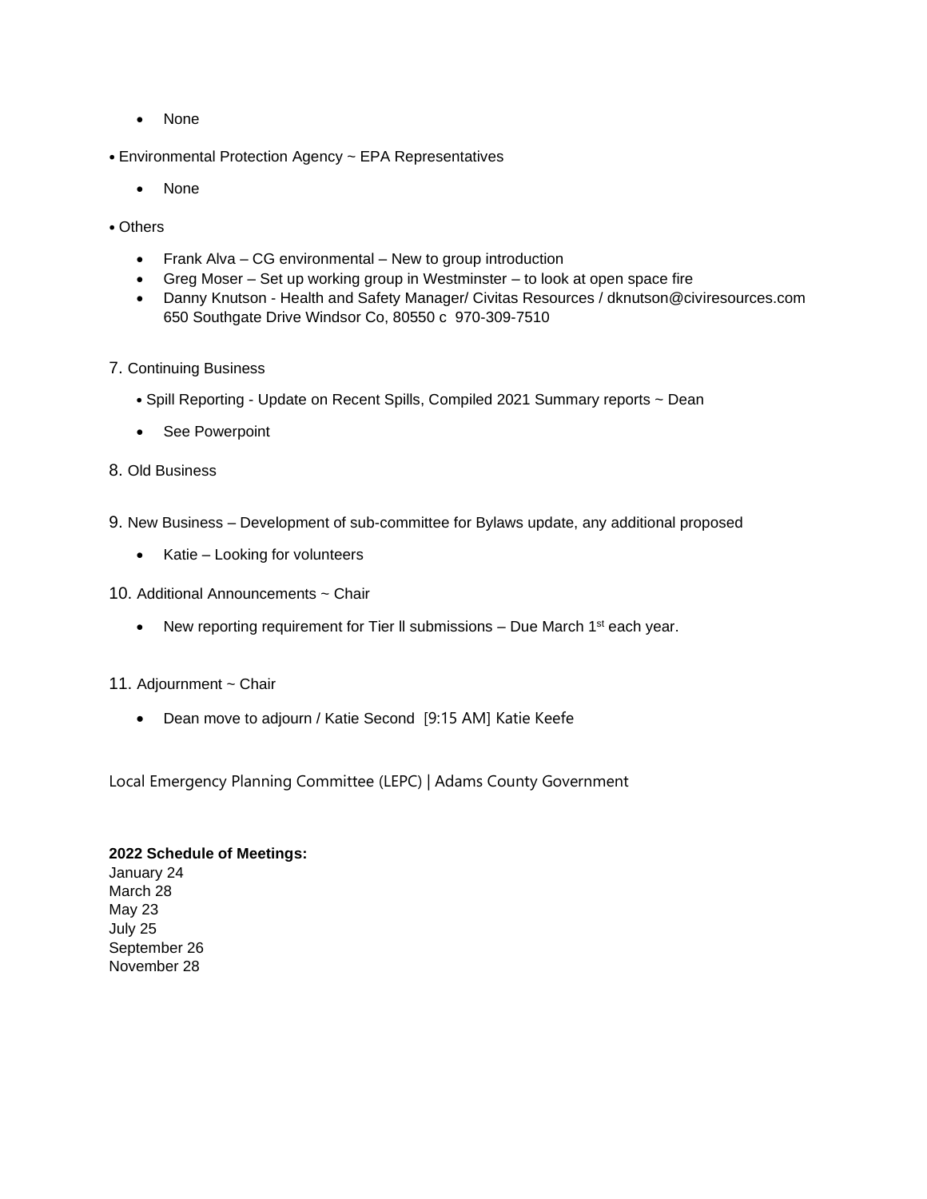- None

- Environmental Protection Agency ~ EPA Representatives

  - None

- Others

  - Frank Alva – CG environmental – New to group introduction
  - Greg Moser – Set up working group in Westminster – to look at open space fire
  - Danny Knutson - Health and Safety Manager/ Civitas Resources / dknutson@civiresources.com 650 Southgate Drive Windsor Co, 80550 c 970-309-7510

7. Continuing Business

   - Spill Reporting - Update on Recent Spills, Compiled 2021 Summary reports ~ Dean

   - See Powerpoint

8. Old Business

9. New Business – Development of sub-committee for Bylaws update, any additional proposed

   - Katie – Looking for volunteers

10. Additional Announcements ~ Chair

    - New reporting requirement for Tier ll submissions – Due March 1st each year.

11. Adjournment ~ Chair

    - Dean move to adjourn / Katie Second [9:15 AM] Katie Keefe

Local Emergency Planning Committee (LEPC) | Adams County Government

**2022 Schedule of Meetings:**
January 24
March 28
May 23
July 25
September 26
November 28